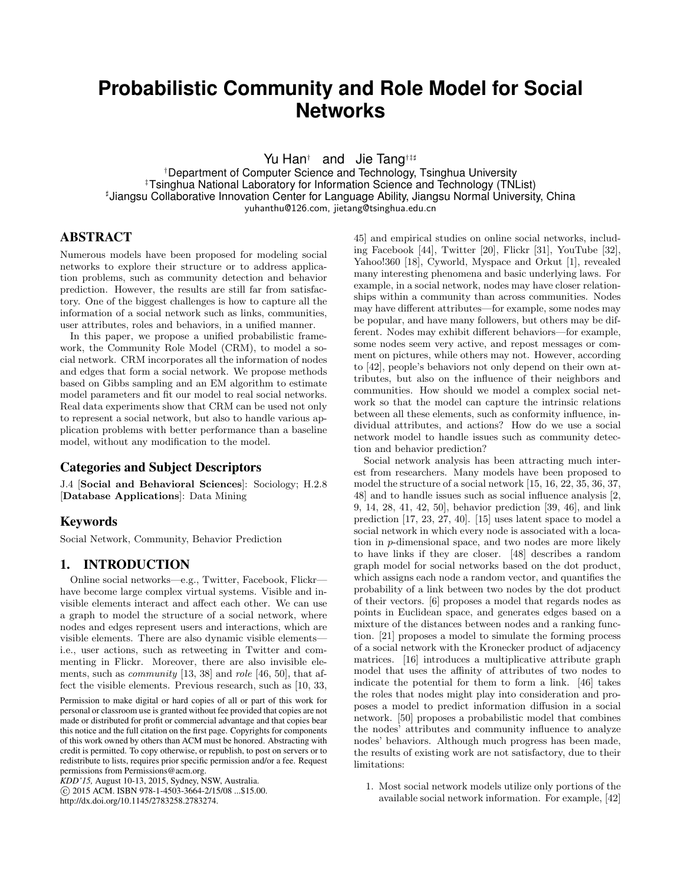# Probabilistic Community and Role Model for Social Networks

Yu Han[†] and Jie Tang[†‡♯]

[†]Department of Computer Science and Technology, Tsinghua University
[‡]Tsinghua National Laboratory for Information Science and Technology (TNList)
[♯]Jiangsu Collaborative Innovation Center for Language Ability, Jiangsu Normal University, China
yuhanthu@126.com, jietang@tsinghua.edu.cn

## ABSTRACT

Numerous models have been proposed for modeling social networks to explore their structure or to address application problems, such as community detection and behavior prediction. However, the results are still far from satisfactory. One of the biggest challenges is how to capture all the information of a social network such as links, communities, user attributes, roles and behaviors, in a unified manner.

In this paper, we propose a unified probabilistic framework, the Community Role Model (CRM), to model a social network. CRM incorporates all the information of nodes and edges that form a social network. We propose methods based on Gibbs sampling and an EM algorithm to estimate model parameters and fit our model to real social networks. Real data experiments show that CRM can be used not only to represent a social network, but also to handle various application problems with better performance than a baseline model, without any modification to the model.

### Categories and Subject Descriptors

J.4 [**Social and Behavioral Sciences**]: Sociology; H.2.8 [**Database Applications**]: Data Mining

### Keywords

Social Network, Community, Behavior Prediction

## 1. INTRODUCTION

Online social networks—e.g., Twitter, Facebook, Flickr—have become large complex virtual systems. Visible and invisible elements interact and affect each other. We can use a graph to model the structure of a social network, where nodes and edges represent users and interactions, which are visible elements. There are also dynamic visible elements—i.e., user actions, such as retweeting in Twitter and commenting in Flickr. Moreover, there are also invisible elements, such as *community* [13, 38] and *role* [46, 50], that affect the visible elements. Previous research, such as [10, 33, 45] and empirical studies on online social networks, including Facebook [44], Twitter [20], Flickr [31], YouTube [32], Yahoo!360 [18], Cyworld, Myspace and Orkut [1], revealed many interesting phenomena and basic underlying laws. For example, in a social network, nodes may have closer relationships within a community than across communities. Nodes may have different attributes—for example, some nodes may be popular, and have many followers, but others may be different. Nodes may exhibit different behaviors—for example, some nodes seem very active, and repost messages or comment on pictures, while others may not. However, according to [42], people's behaviors not only depend on their own attributes, but also on the influence of their neighbors and communities. How should we model a complex social network so that the model can capture the intrinsic relations between all these elements, such as conformity influence, individual attributes, and actions? How do we use a social network model to handle issues such as community detection and behavior prediction?

Social network analysis has been attracting much interest from researchers. Many models have been proposed to model the structure of a social network [15, 16, 22, 35, 36, 37, 48] and to handle issues such as social influence analysis [2, 9, 14, 28, 41, 42, 50], behavior prediction [39, 46], and link prediction [17, 23, 27, 40]. [15] uses latent space to model a social network in which every node is associated with a location in $p$-dimensional space, and two nodes are more likely to have links if they are closer. [48] describes a random graph model for social networks based on the dot product, which assigns each node a random vector, and quantifies the probability of a link between two nodes by the dot product of their vectors. [6] proposes a model that regards nodes as points in Euclidean space, and generates edges based on a mixture of the distances between nodes and a ranking function. [21] proposes a model to simulate the forming process of a social network with the Kronecker product of adjacency matrices. [16] introduces a multiplicative attribute graph model that uses the affinity of attributes of two nodes to indicate the potential for them to form a link. [46] takes the roles that nodes might play into consideration and proposes a model to predict information diffusion in a social network. [50] proposes a probabilistic model that combines the nodes' attributes and community influence to analyze nodes' behaviors. Although much progress has been made, the results of existing work are not satisfactory, due to their limitations:

1. Most social network models utilize only portions of the available social network information. For example, [42]

Permission to make digital or hard copies of all or part of this work for personal or classroom use is granted without fee provided that copies are not made or distributed for profit or commercial advantage and that copies bear this notice and the full citation on the first page. Copyrights for components of this work owned by others than ACM must be honored. Abstracting with credit is permitted. To copy otherwise, or republish, to post on servers or to redistribute to lists, requires prior specific permission and/or a fee. Request permissions from Permissions@acm.org.
*KDD'15,* August 10-13, 2015, Sydney, NSW, Australia.
© 2015 ACM. ISBN 978-1-4503-3664-2/15/08 ...$15.00.
http://dx.doi.org/10.1145/2783258.2783274.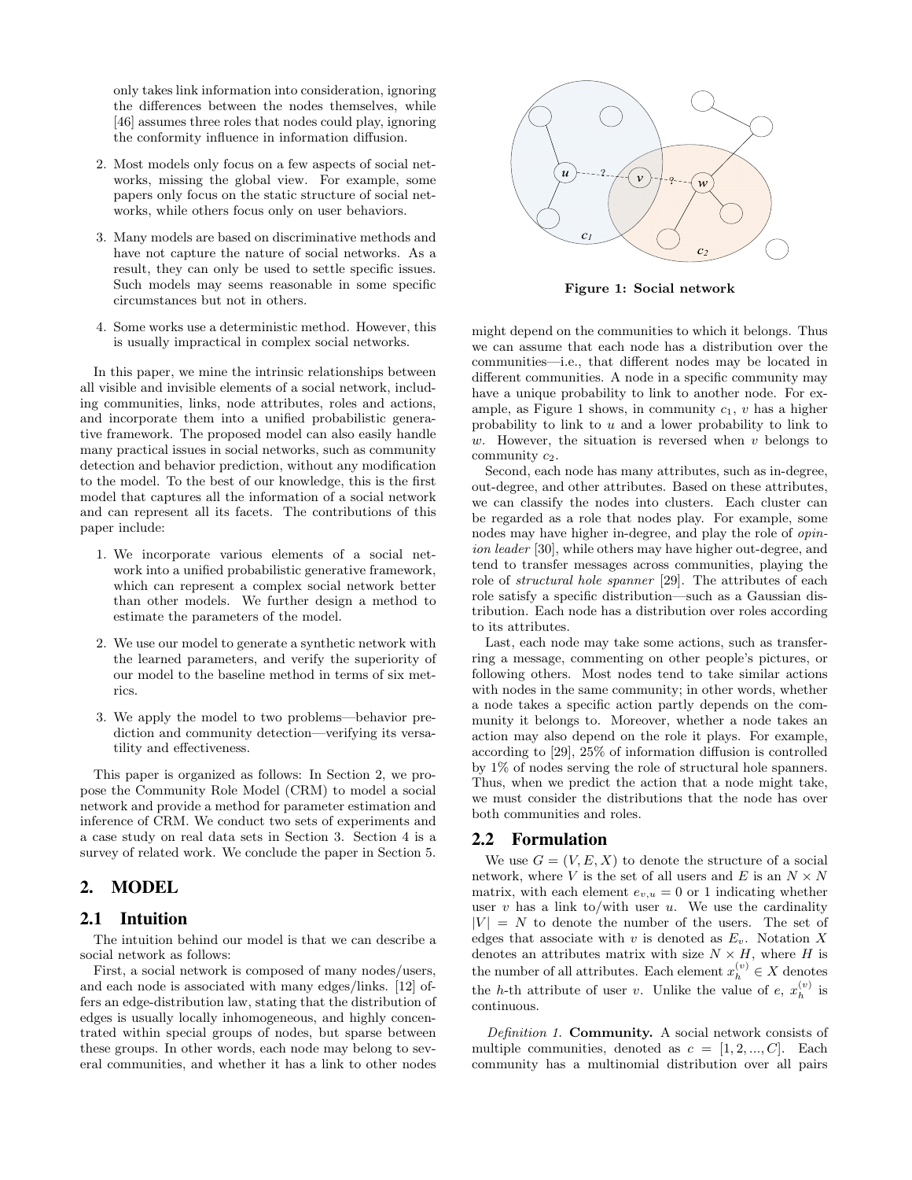only takes link information into consideration, ignoring the differences between the nodes themselves, while [46] assumes three roles that nodes could play, ignoring the conformity influence in information diffusion.

2. Most models only focus on a few aspects of social networks, missing the global view. For example, some papers only focus on the static structure of social networks, while others focus only on user behaviors.

3. Many models are based on discriminative methods and have not capture the nature of social networks. As a result, they can only be used to settle specific issues. Such models may seems reasonable in some specific circumstances but not in others.

4. Some works use a deterministic method. However, this is usually impractical in complex social networks.

In this paper, we mine the intrinsic relationships between all visible and invisible elements of a social network, including communities, links, node attributes, roles and actions, and incorporate them into a unified probabilistic generative framework. The proposed model can also easily handle many practical issues in social networks, such as community detection and behavior prediction, without any modification to the model. To the best of our knowledge, this is the first model that captures all the information of a social network and can represent all its facets. The contributions of this paper include:

1. We incorporate various elements of a social network into a unified probabilistic generative framework, which can represent a complex social network better than other models. We further design a method to estimate the parameters of the model.

2. We use our model to generate a synthetic network with the learned parameters, and verify the superiority of our model to the baseline method in terms of six metrics.

3. We apply the model to two problems—behavior prediction and community detection—verifying its versatility and effectiveness.

This paper is organized as follows: In Section 2, we propose the Community Role Model (CRM) to model a social network and provide a method for parameter estimation and inference of CRM. We conduct two sets of experiments and a case study on real data sets in Section 3. Section 4 is a survey of related work. We conclude the paper in Section 5.

## 2. MODEL

### 2.1 Intuition

The intuition behind our model is that we can describe a social network as follows:

First, a social network is composed of many nodes/users, and each node is associated with many edges/links. [12] offers an edge-distribution law, stating that the distribution of edges is usually locally inhomogeneous, and highly concentrated within special groups of nodes, but sparse between these groups. In other words, each node may belong to several communities, and whether it has a link to other nodes might depend on the communities to which it belongs. Thus we can assume that each node has a distribution over the communities—i.e., that different nodes may be located in different communities. A node in a specific community may have a unique probability to link to another node. For example, as Figure 1 shows, in community $c_1$, $v$ has a higher probability to link to $u$ and a lower probability to link to $w$. However, the situation is reversed when $v$ belongs to community $c_2$.

Figure 1: Social network

Second, each node has many attributes, such as in-degree, out-degree, and other attributes. Based on these attributes, we can classify the nodes into clusters. Each cluster can be regarded as a role that nodes play. For example, some nodes may have higher in-degree, and play the role of *opinion leader* [30], while others may have higher out-degree, and tend to transfer messages across communities, playing the role of *structural hole spanner* [29]. The attributes of each role satisfy a specific distribution—such as a Gaussian distribution. Each node has a distribution over roles according to its attributes.

Last, each node may take some actions, such as transferring a message, commenting on other people's pictures, or following others. Most nodes tend to take similar actions with nodes in the same community; in other words, whether a node takes a specific action partly depends on the community it belongs to. Moreover, whether a node takes an action may also depend on the role it plays. For example, according to [29], 25% of information diffusion is controlled by 1% of nodes serving the role of structural hole spanners. Thus, when we predict the action that a node might take, we must consider the distributions that the node has over both communities and roles.

### 2.2 Formulation

We use $G = (V, E, X)$ to denote the structure of a social network, where $V$ is the set of all users and $E$ is an $N \times N$ matrix, with each element $e_{v,u} = 0$ or 1 indicating whether user $v$ has a link to/with user $u$. We use the cardinality $|V| = N$ to denote the number of the users. The set of edges that associate with $v$ is denoted as $E_v$. Notation $X$ denotes an attributes matrix with size $N \times H$, where $H$ is the number of all attributes. Each element $x_h^{(v)} \in X$ denotes the $h$-th attribute of user $v$. Unlike the value of $e$, $x_h^{(v)}$ is continuous.

*Definition 1.* **Community.** A social network consists of multiple communities, denoted as $c = [1, 2, ..., C]$. Each community has a multinomial distribution over all pairs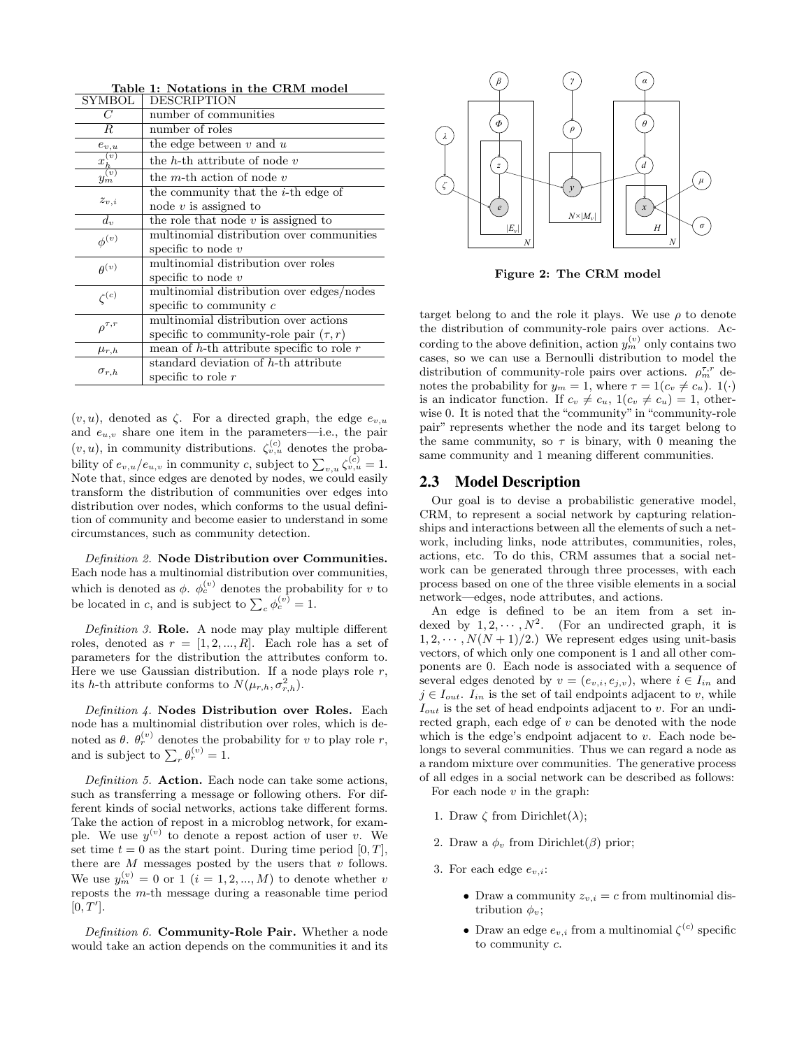**Table 1: Notations in the CRM model**

| SYMBOL | DESCRIPTION |
|---|---|
| $C$ | number of communities |
| $R$ | number of roles |
| $e_{v,u}$ | the edge between $v$ and $u$ |
| $x_h^{(v)}$ | the $h$-th attribute of node $v$ |
| $y_m^{(v)}$ | the $m$-th action of node $v$ |
| $z_{v,i}$ | the community that the $i$-th edge of node $v$ is assigned to |
| $d_v$ | the role that node $v$ is assigned to |
| $\phi^{(v)}$ | multinomial distribution over communities specific to node $v$ |
| $\theta^{(v)}$ | multinomial distribution over roles specific to node $v$ |
| $\zeta^{(c)}$ | multinomial distribution over edges/nodes specific to community $c$ |
| $\rho^{\tau,r}$ | multinomial distribution over actions specific to community-role pair $(\tau, r)$ |
| $\mu_{r,h}$ | mean of $h$-th attribute specific to role $r$ |
| $\sigma_{r,h}$ | standard deviation of $h$-th attribute specific to role $r$ |

$(v, u)$, denoted as $\zeta$. For a directed graph, the edge $e_{v,u}$ and $e_{u,v}$ share one item in the parameters—i.e., the pair $(v, u)$, in community distributions. $\zeta_{v,u}^{(c)}$ denotes the probability of $e_{v,u}/e_{u,v}$ in community $c$, subject to $\sum_{v,u} \zeta_{v,u}^{(c)} = 1$. Note that, since edges are denoted by nodes, we could easily transform the distribution of communities over edges into distribution over nodes, which conforms to the usual definition of community and become easier to understand in some circumstances, such as community detection.

*Definition 2.* **Node Distribution over Communities.** Each node has a multinomial distribution over communities, which is denoted as $\phi$. $\phi_c^{(v)}$ denotes the probability for $v$ to be located in $c$, and is subject to $\sum_c \phi_c^{(v)} = 1$.

*Definition 3.* **Role.** A node may play multiple different roles, denoted as $r = [1, 2, ..., R]$. Each role has a set of parameters for the distribution the attributes conform to. Here we use Gaussian distribution. If a node plays role $r$, its $h$-th attribute conforms to $N(\mu_{r,h}, \sigma_{r,h}^2)$.

*Definition 4.* **Nodes Distribution over Roles.** Each node has a multinomial distribution over roles, which is denoted as $\theta$. $\theta_r^{(v)}$ denotes the probability for $v$ to play role $r$, and is subject to $\sum_r \theta_r^{(v)} = 1$.

*Definition 5.* **Action.** Each node can take some actions, such as transferring a message or following others. For different kinds of social networks, actions take different forms. Take the action of repost in a microblog network, for example. We use $y^{(v)}$ to denote a repost action of user $v$. We set time $t = 0$ as the start point. During time period $[0, T]$, there are $M$ messages posted by the users that $v$ follows. We use $y_m^{(v)} = 0$ or $1$ $(i = 1, 2, ..., M)$ to denote whether $v$ reposts the $m$-th message during a reasonable time period $[0, T']$.

*Definition 6.* **Community-Role Pair.** Whether a node would take an action depends on the communities it and its target belong to and the role it plays. We use $\rho$ to denote the distribution of community-role pairs over actions. According to the above definition, action $y_m^{(v)}$ only contains two cases, so we can use a Bernoulli distribution to model the distribution of community-role pairs over actions. $\rho_m^{\tau,r}$ denotes the probability for $y_m = 1$, where $\tau = 1(c_v \neq c_u)$. $1(\cdot)$ is an indicator function. If $c_v \neq c_u$, $1(c_v \neq c_u) = 1$, otherwise 0. It is noted that the "community" in "community-role pair" represents whether the node and its target belong to the same community, so $\tau$ is binary, with 0 meaning the same community and 1 meaning different communities.

**Figure 2: The CRM model**

## 2.3 Model Description

Our goal is to devise a probabilistic generative model, CRM, to represent a social network by capturing relationships and interactions between all the elements of such a network, including links, node attributes, communities, roles, actions, etc. To do this, CRM assumes that a social network can be generated through three processes, with each process based on one of the three visible elements in a social network—edges, node attributes, and actions.

An edge is defined to be an item from a set indexed by $1, 2, \cdots, N^2$. (For an undirected graph, it is $1, 2, \cdots, N(N+1)/2$.) We represent edges using unit-basis vectors, of which only one component is 1 and all other components are 0. Each node is associated with a sequence of several edges denoted by $v = (e_{v,i}, e_{j,v})$, where $i \in I_{in}$ and $j \in I_{out}$. $I_{in}$ is the set of tail endpoints adjacent to $v$, while $I_{out}$ is the set of head endpoints adjacent to $v$. For an undirected graph, each edge of $v$ can be denoted with the node which is the edge's endpoint adjacent to $v$. Each node belongs to several communities. Thus we can regard a node as a random mixture over communities. The generative process of all edges in a social network can be described as follows:

For each node $v$ in the graph:

1. Draw $\zeta$ from Dirichlet($\lambda$);
2. Draw a $\phi_v$ from Dirichlet($\beta$) prior;
3. For each edge $e_{v,i}$:
   - Draw a community $z_{v,i} = c$ from multinomial distribution $\phi_v$;
   - Draw an edge $e_{v,i}$ from a multinomial $\zeta^{(c)}$ specific to community $c$.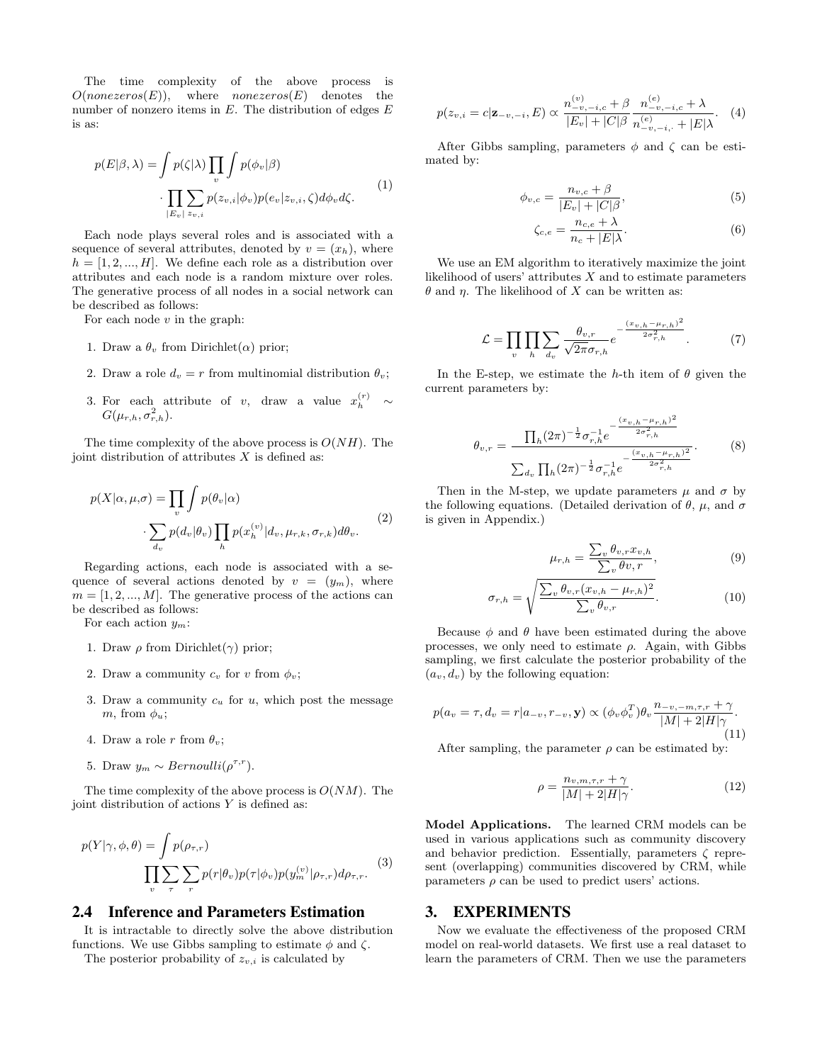The time complexity of the above process is $O(nonezeros(E))$, where $nonezeros(E)$ denotes the number of nonzero items in $E$. The distribution of edges $E$ is as:

$$p(E|\beta,\lambda) = \int p(\zeta|\lambda) \prod_v \int p(\phi_v|\beta) \cdot \prod_{|E_v|} \sum_{z_{v,i}} p(z_{v,i}|\phi_v) p(e_v|z_{v,i},\zeta) d\phi_v d\zeta. \quad (1)$$

Each node plays several roles and is associated with a sequence of several attributes, denoted by $v = (x_h)$, where $h = [1, 2, ..., H]$. We define each role as a distribution over attributes and each node is a random mixture over roles. The generative process of all nodes in a social network can be described as follows:

For each node $v$ in the graph:

1. Draw a $\theta_v$ from Dirichlet($\alpha$) prior;
2. Draw a role $d_v = r$ from multinomial distribution $\theta_v$;
3. For each attribute of $v$, draw a value $x_h^{(r)} \sim G(\mu_{r,h}, \sigma_{r,h}^2)$.

The time complexity of the above process is $O(NH)$. The joint distribution of attributes $X$ is defined as:

$$p(X|\alpha,\mu,\sigma) = \prod_v \int p(\theta_v|\alpha) \cdot \sum_{d_v} p(d_v|\theta_v) \prod_h p(x_h^{(v)}|d_v, \mu_{r,k}, \sigma_{r,k}) d\theta_v. \quad (2)$$

Regarding actions, each node is associated with a sequence of several actions denoted by $v = (y_m)$, where $m = [1, 2, ..., M]$. The generative process of the actions can be described as follows:

For each action $y_m$:

1. Draw $\rho$ from Dirichlet($\gamma$) prior;
2. Draw a community $c_v$ for $v$ from $\phi_v$;
3. Draw a community $c_u$ for $u$, which post the message $m$, from $\phi_u$;
4. Draw a role $r$ from $\theta_v$;
5. Draw $y_m \sim Bernoulli(\rho^{\tau,r})$.

The time complexity of the above process is $O(NM)$. The joint distribution of actions $Y$ is defined as:

$$p(Y|\gamma,\phi,\theta) = \int p(\rho_{\tau,r}) \prod_v \sum_\tau \sum_r p(r|\theta_v) p(\tau|\phi_v) p(y_m^{(v)}|\rho_{\tau,r}) d\rho_{\tau,r}. \quad (3)$$

## 2.4 Inference and Parameters Estimation

It is intractable to directly solve the above distribution functions. We use Gibbs sampling to estimate $\phi$ and $\zeta$.

The posterior probability of $z_{v,i}$ is calculated by

$$p(z_{v,i} = c|\mathbf{z}_{-v,-i}, E) \propto \frac{n_{-v,-i,c}^{(v)} + \beta}{|E_v| + |C|\beta} \frac{n_{-v,-i,c}^{(e)} + \lambda}{n_{-v,-i,\cdot}^{(e)} + |E|\lambda}. \quad (4)$$

After Gibbs sampling, parameters $\phi$ and $\zeta$ can be estimated by:

$$\phi_{v,c} = \frac{n_{v,c} + \beta}{|E_v| + |C|\beta}, \quad (5)$$

$$\zeta_{c,e} = \frac{n_{c,e} + \lambda}{n_c + |E|\lambda}. \quad (6)$$

We use an EM algorithm to iteratively maximize the joint likelihood of users' attributes $X$ and to estimate parameters $\theta$ and $\eta$. The likelihood of $X$ can be written as:

$$\mathcal{L} = \prod_v \prod_h \sum_{d_v} \frac{\theta_{v,r}}{\sqrt{2\pi}\sigma_{r,h}} e^{-\frac{(x_{v,h} - \mu_{r,h})^2}{2\sigma_{r,h}^2}}. \quad (7)$$

In the E-step, we estimate the $h$-th item of $\theta$ given the current parameters by:

$$\theta_{v,r} = \frac{\prod_h (2\pi)^{-\frac{1}{2}} \sigma_{r,h}^{-1} e^{-\frac{(x_{v,h} - \mu_{r,h})^2}{2\sigma_{r,h}^2}}}{\sum_{d_v} \prod_h (2\pi)^{-\frac{1}{2}} \sigma_{r,h}^{-1} e^{-\frac{(x_{v,h} - \mu_{r,h})^2}{2\sigma_{r,h}^2}}}. \quad (8)$$

Then in the M-step, we update parameters $\mu$ and $\sigma$ by the following equations. (Detailed derivation of $\theta$, $\mu$, and $\sigma$ is given in Appendix.)

$$\mu_{r,h} = \frac{\sum_v \theta_{v,r} x_{v,h}}{\sum_v \theta v, r}, \quad (9)$$

$$\sigma_{r,h} = \sqrt{\frac{\sum_v \theta_{v,r} (x_{v,h} - \mu_{r,h})^2}{\sum_v \theta_{v,r}}}. \quad (10)$$

Because $\phi$ and $\theta$ have been estimated during the above processes, we only need to estimate $\rho$. Again, with Gibbs sampling, we first calculate the posterior probability of the $(a_v, d_v)$ by the following equation:

$$p(a_v = \tau, d_v = r|a_{-v}, r_{-v}, \mathbf{y}) \propto (\phi_v \phi_v^T) \theta_v \frac{n_{-v,-m,\tau,r} + \gamma}{|M| + 2|H|\gamma}. \quad (11)$$

After sampling, the parameter $\rho$ can be estimated by:

$$\rho = \frac{n_{v,m,\tau,r} + \gamma}{|M| + 2|H|\gamma}. \quad (12)$$

**Model Applications.** The learned CRM models can be used in various applications such as community discovery and behavior prediction. Essentially, parameters $\zeta$ represent (overlapping) communities discovered by CRM, while parameters $\rho$ can be used to predict users' actions.

# 3. EXPERIMENTS

Now we evaluate the effectiveness of the proposed CRM model on real-world datasets. We first use a real dataset to learn the parameters of CRM. Then we use the parameters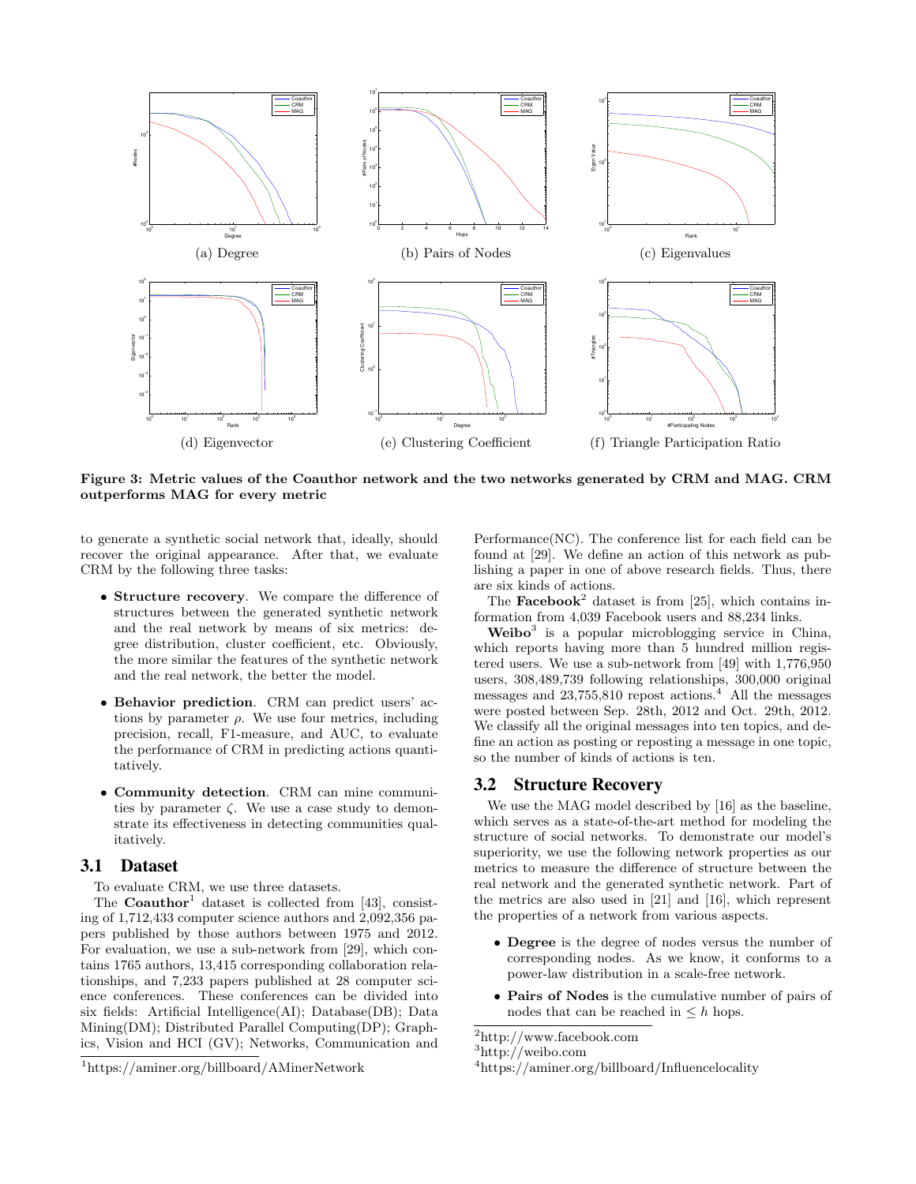(a) Degree

(b) Pairs of Nodes

(c) Eigenvalues

(d) Eigenvector

(e) Clustering Coefficient

(f) Triangle Participation Ratio

**Figure 3: Metric values of the Coauthor network and the two networks generated by CRM and MAG. CRM outperforms MAG for every metric**

to generate a synthetic social network that, ideally, should recover the original appearance. After that, we evaluate CRM by the following three tasks:

- **Structure recovery**. We compare the difference of structures between the generated synthetic network and the real network by means of six metrics: degree distribution, cluster coefficient, etc. Obviously, the more similar the features of the synthetic network and the real network, the better the model.
- **Behavior prediction**. CRM can predict users' actions by parameter $\rho$. We use four metrics, including precision, recall, F1-measure, and AUC, to evaluate the performance of CRM in predicting actions quantitatively.
- **Community detection**. CRM can mine communities by parameter $\zeta$. We use a case study to demonstrate its effectiveness in detecting communities qualitatively.

### 3.1 Dataset

To evaluate CRM, we use three datasets.

The **Coauthor**[1] dataset is collected from [43], consisting of 1,712,433 computer science authors and 2,092,356 papers published by those authors between 1975 and 2012. For evaluation, we use a sub-network from [29], which contains 1765 authors, 13,415 corresponding collaboration relationships, and 7,233 papers published at 28 computer science conferences. These conferences can be divided into six fields: Artificial Intelligence(AI); Database(DB); Data Mining(DM); Distributed Parallel Computing(DP); Graphics, Vision and HCI (GV); Networks, Communication and Performance(NC). The conference list for each field can be found at [29]. We define an action of this network as publishing a paper in one of above research fields. Thus, there are six kinds of actions.

The **Facebook**[2] dataset is from [25], which contains information from 4,039 Facebook users and 88,234 links.

**Weibo**[3] is a popular microblogging service in China, which reports having more than 5 hundred million registered users. We use a sub-network from [49] with 1,776,950 users, 308,489,739 following relationships, 300,000 original messages and 23,755,810 repost actions.[4] All the messages were posted between Sep. 28th, 2012 and Oct. 29th, 2012. We classify all the original messages into ten topics, and define an action as posting or reposting a message in one topic, so the number of kinds of actions is ten.

### 3.2 Structure Recovery

We use the MAG model described by [16] as the baseline, which serves as a state-of-the-art method for modeling the structure of social networks. To demonstrate our model's superiority, we use the following network properties as our metrics to measure the difference of structure between the real network and the generated synthetic network. Part of the metrics are also used in [21] and [16], which represent the properties of a network from various aspects.

- **Degree** is the degree of nodes versus the number of corresponding nodes. As we know, it conforms to a power-law distribution in a scale-free network.
- **Pairs of Nodes** is the cumulative number of pairs of nodes that can be reached in $\leq h$ hops.

[1] https://aminer.org/billboard/AMinerNetwork

[2] http://www.facebook.com

[3] http://weibo.com

[4] https://aminer.org/billboard/Influencelocality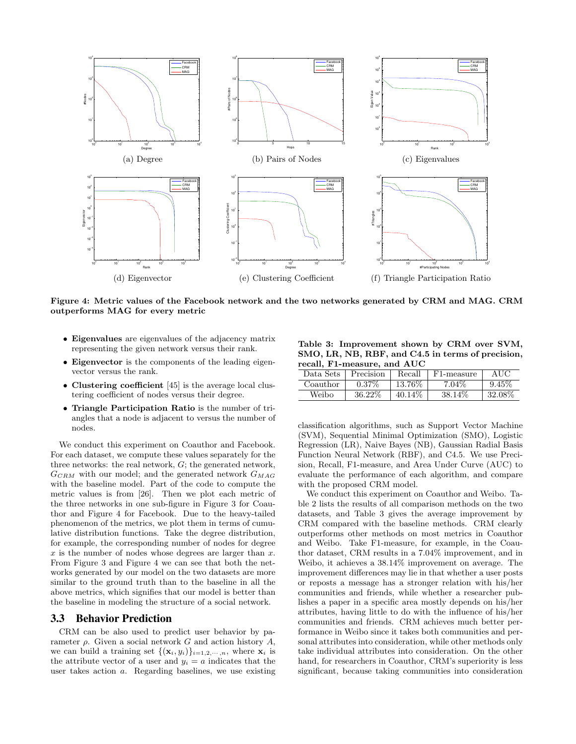(a) Degree

(b) Pairs of Nodes

(c) Eigenvalues

(d) Eigenvector

(e) Clustering Coefficient

(f) Triangle Participation Ratio

**Figure 4: Metric values of the Facebook network and the two networks generated by CRM and MAG. CRM outperforms MAG for every metric**

- **Eigenvalues** are eigenvalues of the adjacency matrix representing the given network versus their rank.
- **Eigenvector** is the components of the leading eigenvector versus the rank.
- **Clustering coefficient** [45] is the average local clustering coefficient of nodes versus their degree.
- **Triangle Participation Ratio** is the number of triangles that a node is adjacent to versus the number of nodes.

We conduct this experiment on Coauthor and Facebook. For each dataset, we compute these values separately for the three networks: the real network, $G$; the generated network, $G_{CRM}$ with our model; and the generated network $G_{MAG}$ with the baseline model. Part of the code to compute the metric values is from [26]. Then we plot each metric of the three networks in one sub-figure in Figure 3 for Coauthor and Figure 4 for Facebook. Due to the heavy-tailed phenomenon of the metrics, we plot them in terms of cumulative distribution functions. Take the degree distribution, for example, the corresponding number of nodes for degree $x$ is the number of nodes whose degrees are larger than $x$. From Figure 3 and Figure 4 we can see that both the networks generated by our model on the two datasets are more similar to the ground truth than to the baseline in all the above metrics, which signifies that our model is better than the baseline in modeling the structure of a social network.

## 3.3 Behavior Prediction

CRM can be also used to predict user behavior by parameter $\rho$. Given a social network $G$ and action history $A$, we can build a training set $\{(\mathbf{x}_i, y_i)\}_{i=1,2,\cdots,n}$, where $\mathbf{x}_i$ is the attribute vector of a user and $y_i = a$ indicates that the user takes action $a$. Regarding baselines, we use existing classification algorithms, such as Support Vector Machine (SVM), Sequential Minimal Optimization (SMO), Logistic Regression (LR), Naive Bayes (NB), Gaussian Radial Basis Function Neural Network (RBF), and C4.5. We use Precision, Recall, F1-measure, and Area Under Curve (AUC) to evaluate the performance of each algorithm, and compare with the proposed CRM model.

**Table 3: Improvement shown by CRM over SVM, SMO, LR, NB, RBF, and C4.5 in terms of precision, recall, F1-measure, and AUC**

| Data Sets | Precision | Recall | F1-measure | AUC |
|---|---|---|---|---|
| Coauthor | 0.37% | 13.76% | 7.04% | 9.45% |
| Weibo | 36.22% | 40.14% | 38.14% | 32.08% |

We conduct this experiment on Coauthor and Weibo. Table 2 lists the results of all comparison methods on the two datasets, and Table 3 gives the average improvement by CRM compared with the baseline methods. CRM clearly outperforms other methods on most metrics in Coauthor and Weibo. Take F1-measure, for example, in the Coauthor dataset, CRM results in a 7.04% improvement, and in Weibo, it achieves a 38.14% improvement on average. The improvement differences may lie in that whether a user posts or reposts a message has a stronger relation with his/her communities and friends, while whether a researcher publishes a paper in a specific area mostly depends on his/her attributes, having little to do with the influence of his/her communities and friends. CRM achieves much better performance in Weibo since it takes both communities and personal attributes into consideration, while other methods only take individual attributes into consideration. On the other hand, for researchers in Coauthor, CRM's superiority is less significant, because taking communities into consideration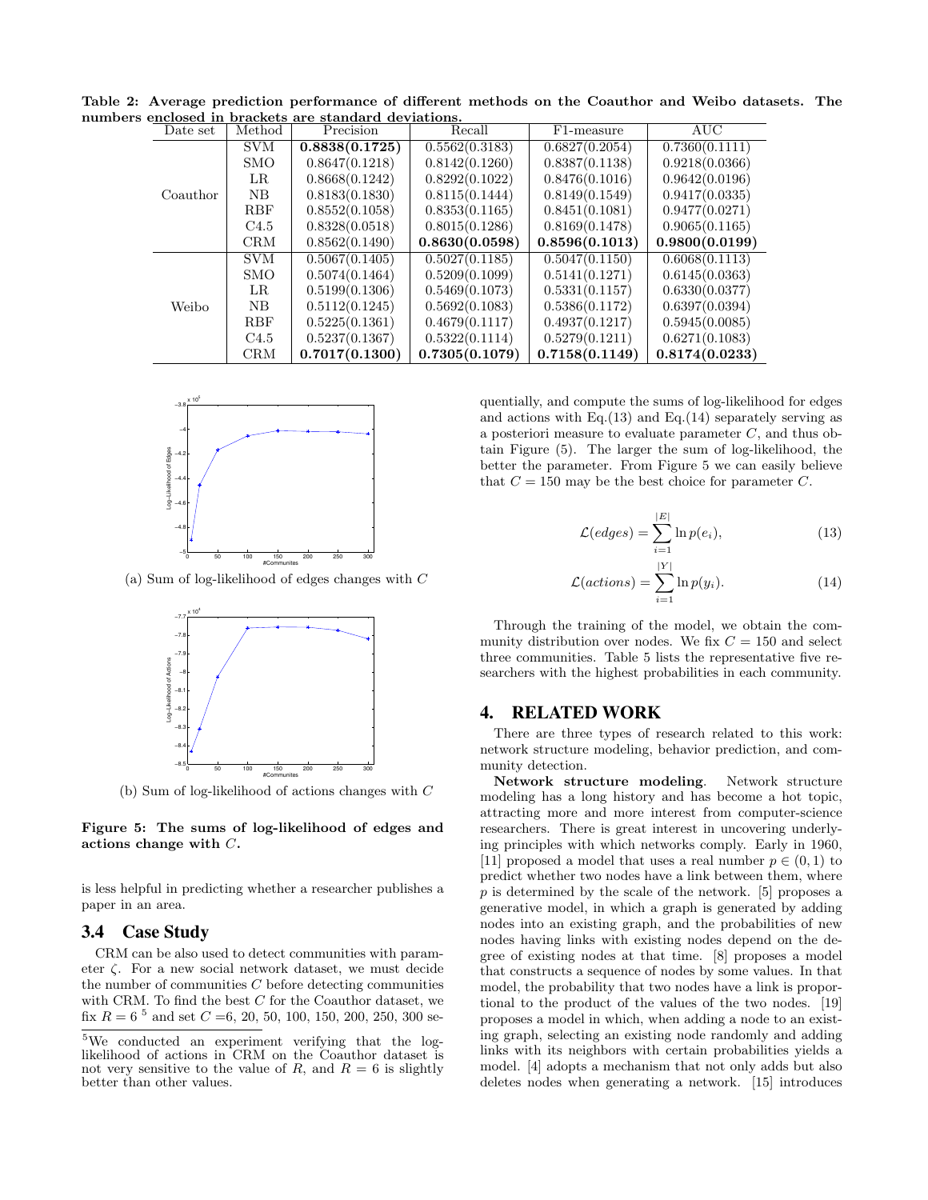**Table 2: Average prediction performance of different methods on the Coauthor and Weibo datasets. The numbers enclosed in brackets are standard deviations.**

| Date set | Method | Precision | Recall | F1-measure | AUC |
|---|---|---|---|---|---|
| Coauthor | SVM | **0.8838(0.1725)** | 0.5562(0.3183) | 0.6827(0.2054) | 0.7360(0.1111) |
| | SMO | 0.8647(0.1218) | 0.8142(0.1260) | 0.8387(0.1138) | 0.9218(0.0366) |
| | LR | 0.8668(0.1242) | 0.8292(0.1022) | 0.8476(0.1016) | 0.9642(0.0196) |
| | NB | 0.8183(0.1830) | 0.8115(0.1444) | 0.8149(0.1549) | 0.9417(0.0335) |
| | RBF | 0.8552(0.1058) | 0.8353(0.1165) | 0.8451(0.1081) | 0.9477(0.0271) |
| | C4.5 | 0.8328(0.0518) | 0.8015(0.1286) | 0.8169(0.1478) | 0.9065(0.1165) |
| | CRM | 0.8562(0.1490) | **0.8630(0.0598)** | **0.8596(0.1013)** | **0.9800(0.0199)** |
| Weibo | SVM | 0.5067(0.1405) | 0.5027(0.1185) | 0.5047(0.1150) | 0.6068(0.1113) |
| | SMO | 0.5074(0.1464) | 0.5209(0.1099) | 0.5141(0.1271) | 0.6145(0.0363) |
| | LR | 0.5199(0.1306) | 0.5469(0.1073) | 0.5331(0.1157) | 0.6330(0.0377) |
| | NB | 0.5112(0.1245) | 0.5692(0.1083) | 0.5386(0.1172) | 0.6397(0.0394) |
| | RBF | 0.5225(0.1361) | 0.4679(0.1117) | 0.4937(0.1217) | 0.5945(0.0085) |
| | C4.5 | 0.5237(0.1367) | 0.5322(0.1114) | 0.5279(0.1211) | 0.6271(0.1083) |
| | CRM | **0.7017(0.1300)** | **0.7305(0.1079)** | **0.7158(0.1149)** | **0.8174(0.0233)** |

(a) Sum of log-likelihood of edges changes with $C$

(b) Sum of log-likelihood of actions changes with $C$

**Figure 5: The sums of log-likelihood of edges and actions change with $C$.**

is less helpful in predicting whether a researcher publishes a paper in an area.

### 3.4 Case Study

CRM can be also used to detect communities with parameter $\zeta$. For a new social network dataset, we must decide the number of communities $C$ before detecting communities with CRM. To find the best $C$ for the Coauthor dataset, we fix $R = 6$ [5] and set $C$ =6, 20, 50, 100, 150, 200, 250, 300 sequentially, and compute the sums of log-likelihood for edges and actions with Eq.(13) and Eq.(14) separately serving as a posteriori measure to evaluate parameter $C$, and thus obtain Figure (5). The larger the sum of log-likelihood, the better the parameter. From Figure 5 we can easily believe that $C = 150$ may be the best choice for parameter $C$.

$$\mathcal{L}(edges) = \sum_{i=1}^{|E|} \ln p(e_i), \tag{13}$$

$$\mathcal{L}(actions) = \sum_{i=1}^{|Y|} \ln p(y_i). \tag{14}$$

Through the training of the model, we obtain the community distribution over nodes. We fix $C = 150$ and select three communities. Table 5 lists the representative five researchers with the highest probabilities in each community.

## 4. RELATED WORK

There are three types of research related to this work: network structure modeling, behavior prediction, and community detection.

**Network structure modeling**. Network structure modeling has a long history and has become a hot topic, attracting more and more interest from computer-science researchers. There is great interest in uncovering underlying principles with which networks comply. Early in 1960, [11] proposed a model that uses a real number $p \in (0, 1)$ to predict whether two nodes have a link between them, where $p$ is determined by the scale of the network. [5] proposes a generative model, in which a graph is generated by adding nodes into an existing graph, and the probabilities of new nodes having links with existing nodes depend on the degree of existing nodes at that time. [8] proposes a model that constructs a sequence of nodes by some values. In that model, the probability that two nodes have a link is proportional to the product of the values of the two nodes. [19] proposes a model in which, when adding a node to an existing graph, selecting an existing node randomly and adding links with its neighbors with certain probabilities yields a model. [4] adopts a mechanism that not only adds but also deletes nodes when generating a network. [15] introduces

[5]We conducted an experiment verifying that the log-likelihood of actions in CRM on the Coauthor dataset is not very sensitive to the value of $R$, and $R = 6$ is slightly better than other values.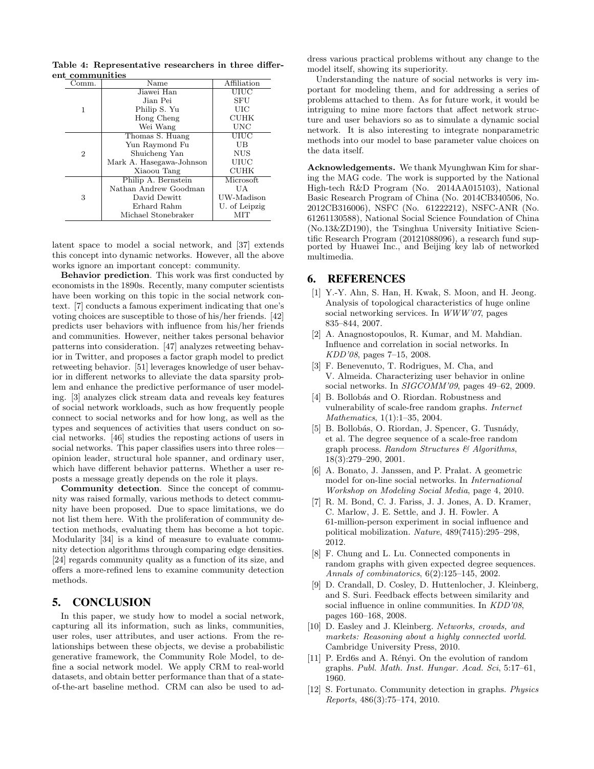**Table 4: Representative researchers in three different communities**

| Comm. | Name | Affiliation |
|---|---|---|
| 1 | Jiawei Han | UIUC |
| | Jian Pei | SFU |
| | Philip S. Yu | UIC |
| | Hong Cheng | CUHK |
| | Wei Wang | UNC |
| 2 | Thomas S. Huang | UIUC |
| | Yun Raymond Fu | UB |
| | Shuicheng Yan | NUS |
| | Mark A. Hasegawa-Johnson | UIUC |
| | Xiaoou Tang | CUHK |
| 3 | Philip A. Bernstein | Microsoft |
| | Nathan Andrew Goodman | UA |
| | David Dewitt | UW-Madison |
| | Erhard Rahm | U. of Leipzig |
| | Michael Stonebraker | MIT |

latent space to model a social network, and [37] extends this concept into dynamic networks. However, all the above works ignore an important concept: community.

**Behavior prediction**. This work was first conducted by economists in the 1890s. Recently, many computer scientists have been working on this topic in the social network context. [7] conducts a famous experiment indicating that one's voting choices are susceptible to those of his/her friends. [42] predicts user behaviors with influence from his/her friends and communities. However, neither takes personal behavior patterns into consideration. [47] analyzes retweeting behavior in Twitter, and proposes a factor graph model to predict retweeting behavior. [51] leverages knowledge of user behavior in different networks to alleviate the data sparsity problem and enhance the predictive performance of user modeling. [3] analyzes click stream data and reveals key features of social network workloads, such as how frequently people connect to social networks and for how long, as well as the types and sequences of activities that users conduct on social networks. [46] studies the reposting actions of users in social networks. This paper classifies users into three roles—opinion leader, structural hole spanner, and ordinary user, which have different behavior patterns. Whether a user reposts a message greatly depends on the role it plays.

**Community detection**. Since the concept of community was raised formally, various methods to detect community have been proposed. Due to space limitations, we do not list them here. With the proliferation of community detection methods, evaluating them has become a hot topic. Modularity [34] is a kind of measure to evaluate community detection algorithms through comparing edge densities. [24] regards community quality as a function of its size, and offers a more-refined lens to examine community detection methods.

## 5. CONCLUSION

In this paper, we study how to model a social network, capturing all its information, such as links, communities, user roles, user attributes, and user actions. From the relationships between these objects, we devise a probabilistic generative framework, the Community Role Model, to define a social network model. We apply CRM to real-world datasets, and obtain better performance than that of a state-of-the-art baseline method. CRM can also be used to address various practical problems without any change to the model itself, showing its superiority.

Understanding the nature of social networks is very important for modeling them, and for addressing a series of problems attached to them. As for future work, it would be intriguing to mine more factors that affect network structure and user behaviors so as to simulate a dynamic social network. It is also interesting to integrate nonparametric methods into our model to base parameter value choices on the data itself.

**Acknowledgements.** We thank Myunghwan Kim for sharing the MAG code. The work is supported by the National High-tech R&D Program (No. 2014AA015103), National Basic Research Program of China (No. 2014CB340506, No. 2012CB316006), NSFC (No. 61222212), NSFC-ANR (No. 61261130588), National Social Science Foundation of China (No.13&ZD190), the Tsinghua University Initiative Scientific Research Program (20121088096), a research fund supported by Huawei Inc., and Beijing key lab of networked multimedia.

## 6. REFERENCES

[1] Y.-Y. Ahn, S. Han, H. Kwak, S. Moon, and H. Jeong. Analysis of topological characteristics of huge online social networking services. In *WWW'07*, pages 835–844, 2007.

[2] A. Anagnostopoulos, R. Kumar, and M. Mahdian. Influence and correlation in social networks. In *KDD'08*, pages 7–15, 2008.

[3] F. Benevenuto, T. Rodrigues, M. Cha, and V. Almeida. Characterizing user behavior in online social networks. In *SIGCOMM'09*, pages 49–62, 2009.

[4] B. Bollobás and O. Riordan. Robustness and vulnerability of scale-free random graphs. *Internet Mathematics*, 1(1):1–35, 2004.

[5] B. Bollobás, O. Riordan, J. Spencer, G. Tusnády, et al. The degree sequence of a scale-free random graph process. *Random Structures & Algorithms*, 18(3):279–290, 2001.

[6] A. Bonato, J. Janssen, and P. Prałat. A geometric model for on-line social networks. In *International Workshop on Modeling Social Media*, page 4, 2010.

[7] R. M. Bond, C. J. Fariss, J. J. Jones, A. D. Kramer, C. Marlow, J. E. Settle, and J. H. Fowler. A 61-million-person experiment in social influence and political mobilization. *Nature*, 489(7415):295–298, 2012.

[8] F. Chung and L. Lu. Connected components in random graphs with given expected degree sequences. *Annals of combinatorics*, 6(2):125–145, 2002.

[9] D. Crandall, D. Cosley, D. Huttenlocher, J. Kleinberg, and S. Suri. Feedback effects between similarity and social influence in online communities. In *KDD'08*, pages 160–168, 2008.

[10] D. Easley and J. Kleinberg. *Networks, crowds, and markets: Reasoning about a highly connected world*. Cambridge University Press, 2010.

[11] P. Erd6s and A. Rényi. On the evolution of random graphs. *Publ. Math. Inst. Hungar. Acad. Sci*, 5:17–61, 1960.

[12] S. Fortunato. Community detection in graphs. *Physics Reports*, 486(3):75–174, 2010.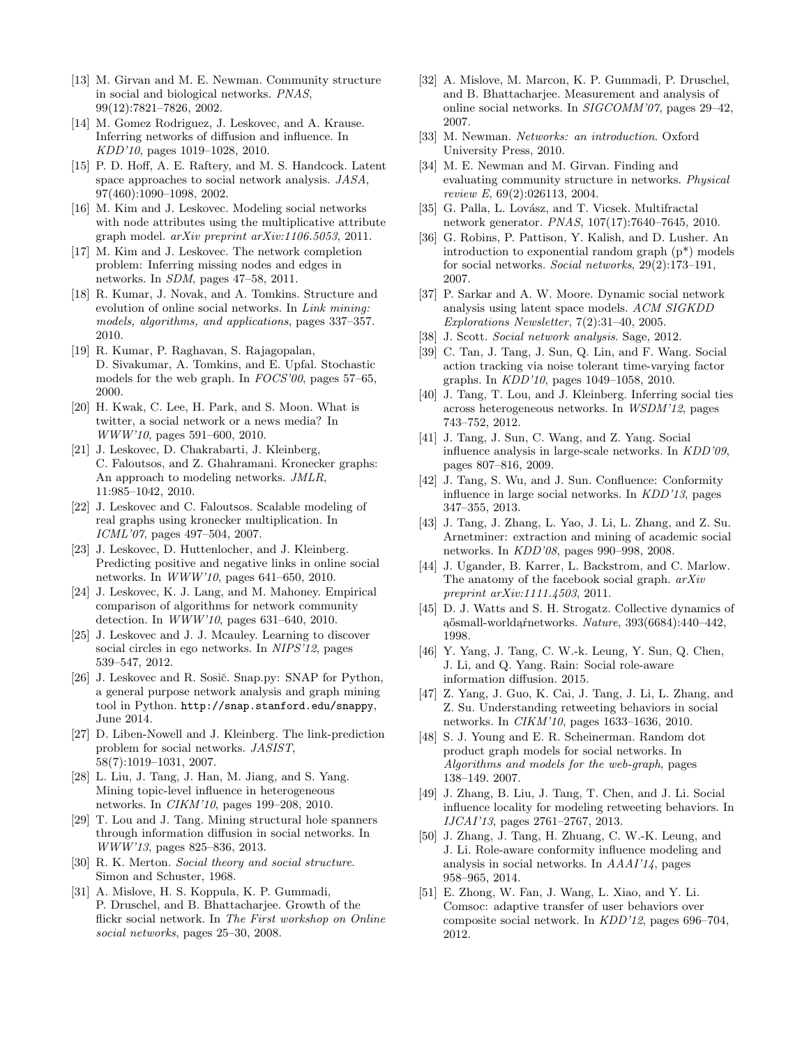[13] M. Girvan and M. E. Newman. Community structure in social and biological networks. *PNAS*, 99(12):7821–7826, 2002.

[14] M. Gomez Rodriguez, J. Leskovec, and A. Krause. Inferring networks of diffusion and influence. In *KDD'10*, pages 1019–1028, 2010.

[15] P. D. Hoff, A. E. Raftery, and M. S. Handcock. Latent space approaches to social network analysis. *JASA*, 97(460):1090–1098, 2002.

[16] M. Kim and J. Leskovec. Modeling social networks with node attributes using the multiplicative attribute graph model. *arXiv preprint arXiv:1106.5053*, 2011.

[17] M. Kim and J. Leskovec. The network completion problem: Inferring missing nodes and edges in networks. In *SDM*, pages 47–58, 2011.

[18] R. Kumar, J. Novak, and A. Tomkins. Structure and evolution of online social networks. In *Link mining: models, algorithms, and applications*, pages 337–357. 2010.

[19] R. Kumar, P. Raghavan, S. Rajagopalan, D. Sivakumar, A. Tomkins, and E. Upfal. Stochastic models for the web graph. In *FOCS'00*, pages 57–65, 2000.

[20] H. Kwak, C. Lee, H. Park, and S. Moon. What is twitter, a social network or a news media? In *WWW'10*, pages 591–600, 2010.

[21] J. Leskovec, D. Chakrabarti, J. Kleinberg, C. Faloutsos, and Z. Ghahramani. Kronecker graphs: An approach to modeling networks. *JMLR*, 11:985–1042, 2010.

[22] J. Leskovec and C. Faloutsos. Scalable modeling of real graphs using kronecker multiplication. In *ICML'07*, pages 497–504, 2007.

[23] J. Leskovec, D. Huttenlocher, and J. Kleinberg. Predicting positive and negative links in online social networks. In *WWW'10*, pages 641–650, 2010.

[24] J. Leskovec, K. J. Lang, and M. Mahoney. Empirical comparison of algorithms for network community detection. In *WWW'10*, pages 631–640, 2010.

[25] J. Leskovec and J. J. Mcauley. Learning to discover social circles in ego networks. In *NIPS'12*, pages 539–547, 2012.

[26] J. Leskovec and R. Sosič. Snap.py: SNAP for Python, a general purpose network analysis and graph mining tool in Python. `http://snap.stanford.edu/snappy`, June 2014.

[27] D. Liben-Nowell and J. Kleinberg. The link-prediction problem for social networks. *JASIST*, 58(7):1019–1031, 2007.

[28] L. Liu, J. Tang, J. Han, M. Jiang, and S. Yang. Mining topic-level influence in heterogeneous networks. In *CIKM'10*, pages 199–208, 2010.

[29] T. Lou and J. Tang. Mining structural hole spanners through information diffusion in social networks. In *WWW'13*, pages 825–836, 2013.

[30] R. K. Merton. *Social theory and social structure*. Simon and Schuster, 1968.

[31] A. Mislove, H. S. Koppula, K. P. Gummadi, P. Druschel, and B. Bhattacharjee. Growth of the flickr social network. In *The First workshop on Online social networks*, pages 25–30, 2008.

[32] A. Mislove, M. Marcon, K. P. Gummadi, P. Druschel, and B. Bhattacharjee. Measurement and analysis of online social networks. In *SIGCOMM'07*, pages 29–42, 2007.

[33] M. Newman. *Networks: an introduction*. Oxford University Press, 2010.

[34] M. E. Newman and M. Girvan. Finding and evaluating community structure in networks. *Physical review E*, 69(2):026113, 2004.

[35] G. Palla, L. Lovász, and T. Vicsek. Multifractal network generator. *PNAS*, 107(17):7640–7645, 2010.

[36] G. Robins, P. Pattison, Y. Kalish, and D. Lusher. An introduction to exponential random graph (p*) models for social networks. *Social networks*, 29(2):173–191, 2007.

[37] P. Sarkar and A. W. Moore. Dynamic social network analysis using latent space models. *ACM SIGKDD Explorations Newsletter*, 7(2):31–40, 2005.

[38] J. Scott. *Social network analysis*. Sage, 2012.

[39] C. Tan, J. Tang, J. Sun, Q. Lin, and F. Wang. Social action tracking via noise tolerant time-varying factor graphs. In *KDD'10*, pages 1049–1058, 2010.

[40] J. Tang, T. Lou, and J. Kleinberg. Inferring social ties across heterogeneous networks. In *WSDM'12*, pages 743–752, 2012.

[41] J. Tang, J. Sun, C. Wang, and Z. Yang. Social influence analysis in large-scale networks. In *KDD'09*, pages 807–816, 2009.

[42] J. Tang, S. Wu, and J. Sun. Confluence: Conformity influence in large social networks. In *KDD'13*, pages 347–355, 2013.

[43] J. Tang, J. Zhang, L. Yao, J. Li, L. Zhang, and Z. Su. Arnetminer: extraction and mining of academic social networks. In *KDD'08*, pages 990–998, 2008.

[44] J. Ugander, B. Karrer, L. Backstrom, and C. Marlow. The anatomy of the facebook social graph. *arXiv preprint arXiv:1111.4503*, 2011.

[45] D. J. Watts and S. H. Strogatz. Collective dynamics of ąősmall-worldąŕnetworks. *Nature*, 393(6684):440–442, 1998.

[46] Y. Yang, J. Tang, C. W.-k. Leung, Y. Sun, Q. Chen, J. Li, and Q. Yang. Rain: Social role-aware information diffusion. 2015.

[47] Z. Yang, J. Guo, K. Cai, J. Tang, J. Li, L. Zhang, and Z. Su. Understanding retweeting behaviors in social networks. In *CIKM'10*, pages 1633–1636, 2010.

[48] S. J. Young and E. R. Scheinerman. Random dot product graph models for social networks. In *Algorithms and models for the web-graph*, pages 138–149. 2007.

[49] J. Zhang, B. Liu, J. Tang, T. Chen, and J. Li. Social influence locality for modeling retweeting behaviors. In *IJCAI'13*, pages 2761–2767, 2013.

[50] J. Zhang, J. Tang, H. Zhuang, C. W.-K. Leung, and J. Li. Role-aware conformity influence modeling and analysis in social networks. In *AAAI'14*, pages 958–965, 2014.

[51] E. Zhong, W. Fan, J. Wang, L. Xiao, and Y. Li. Comsoc: adaptive transfer of user behaviors over composite social network. In *KDD'12*, pages 696–704, 2012.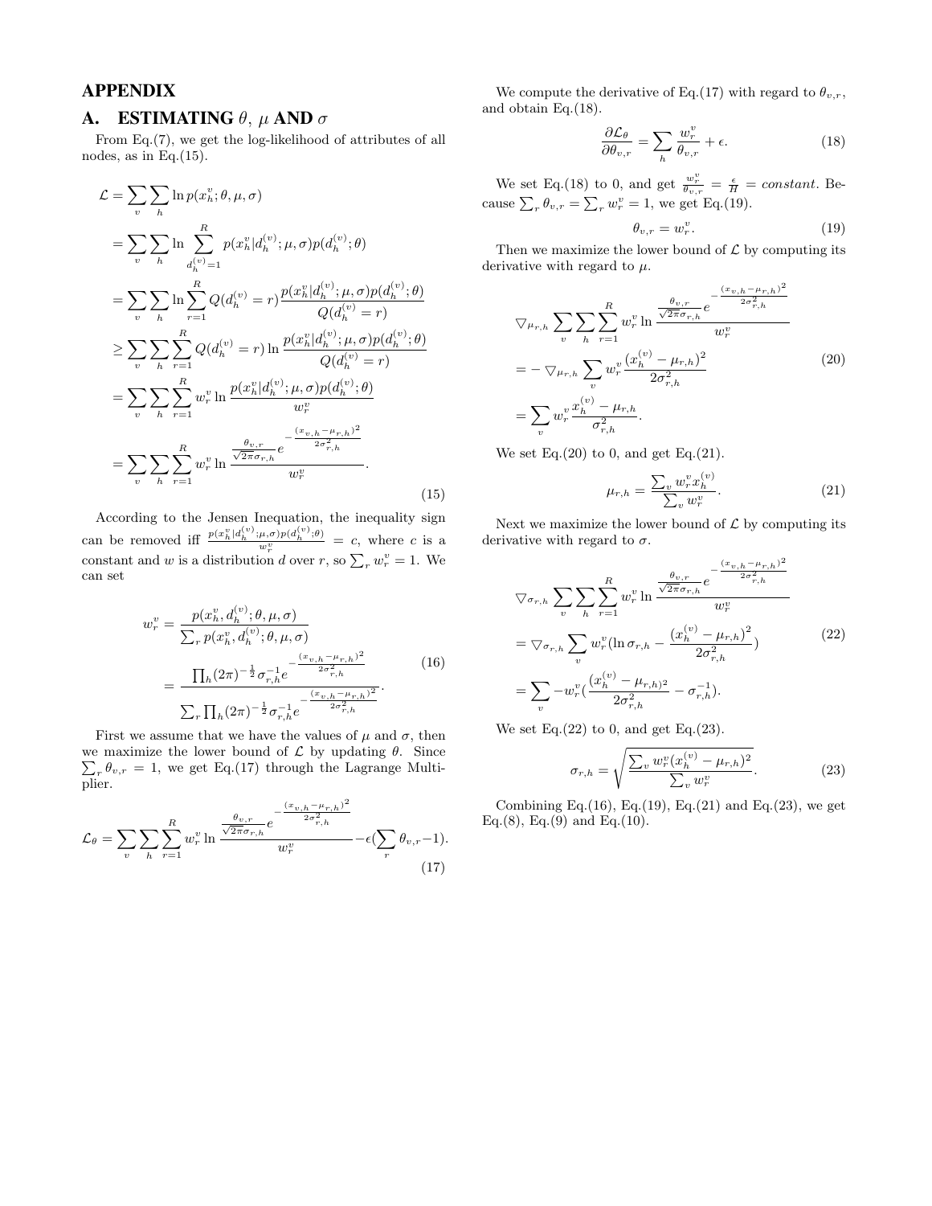## APPENDIX

## A. ESTIMATING $\theta$, $\mu$ AND $\sigma$

From Eq.(7), we get the log-likelihood of attributes of all nodes, as in Eq.(15).

$$
\begin{aligned}
\mathcal{L} &= \sum_v \sum_h \ln p(x_h^v; \theta, \mu, \sigma) \\
&= \sum_v \sum_h \ln \sum_{d_h^{(v)}=1}^{R} p(x_h^v | d_h^{(v)}; \mu, \sigma) p(d_h^{(v)}; \theta) \\
&= \sum_v \sum_h \ln \sum_{r=1}^{R} Q(d_h^{(v)} = r) \frac{p(x_h^v | d_h^{(v)}; \mu, \sigma) p(d_h^{(v)}; \theta)}{Q(d_h^{(v)} = r)} \\
&\geq \sum_v \sum_h \sum_{r=1}^{R} Q(d_h^{(v)} = r) \ln \frac{p(x_h^v | d_h^{(v)}; \mu, \sigma) p(d_h^{(v)}; \theta)}{Q(d_h^{(v)} = r)} \\
&= \sum_v \sum_h \sum_{r=1}^{R} w_r^v \ln \frac{p(x_h^v | d_h^{(v)}; \mu, \sigma) p(d_h^{(v)}; \theta)}{w_r^v} \\
&= \sum_v \sum_h \sum_{r=1}^{R} w_r^v \ln \frac{\frac{\theta_{v,r}}{\sqrt{2\pi}\sigma_{r,h}} e^{-\frac{(x_{v,h} - \mu_{r,h})^2}{2\sigma_{r,h}^2}}}{w_r^v}.
\end{aligned}
\tag{15}
$$

According to the Jensen Inequation, the inequality sign can be removed iff $\frac{p(x_h^v | d_h^{(v)}; \mu, \sigma) p(d_h^{(v)}; \theta)}{w_r^v} = c$, where $c$ is a constant and $w$ is a distribution $d$ over $r$, so $\sum_r w_r^v = 1$. We can set

$$
\begin{aligned}
w_r^v &= \frac{p(x_h^v, d_h^{(v)}; \theta, \mu, \sigma)}{\sum_r p(x_h^v, d_h^{(v)}; \theta, \mu, \sigma)} \\
&= \frac{\prod_h (2\pi)^{-\frac{1}{2}} \sigma_{r,h}^{-1} e^{-\frac{(x_{v,h} - \mu_{r,h})^2}{2\sigma_{r,h}^2}}}{\sum_r \prod_h (2\pi)^{-\frac{1}{2}} \sigma_{r,h}^{-1} e^{-\frac{(x_{v,h} - \mu_{r,h})^2}{2\sigma_{r,h}^2}}}.
\end{aligned}
\tag{16}
$$

First we assume that we have the values of $\mu$ and $\sigma$, then we maximize the lower bound of $\mathcal{L}$ by updating $\theta$. Since $\sum_r \theta_{v,r} = 1$, we get Eq.(17) through the Lagrange Multiplier.

$$
\mathcal{L}_\theta = \sum_v \sum_h \sum_{r=1}^{R} w_r^v \ln \frac{\frac{\theta_{v,r}}{\sqrt{2\pi}\sigma_{r,h}} e^{-\frac{(x_{v,h} - \mu_{r,h})^2}{2\sigma_{r,h}^2}}}{w_r^v} - \epsilon(\sum_r \theta_{v,r} - 1).
\tag{17}
$$

We compute the derivative of Eq.(17) with regard to $\theta_{v,r}$, and obtain Eq.(18).

$$
\frac{\partial \mathcal{L}_\theta}{\partial \theta_{v,r}} = \sum_h \frac{w_r^v}{\theta_{v,r}} + \epsilon.
\tag{18}
$$

We set Eq.(18) to 0, and get $\frac{w_r^v}{\theta_{v,r}} = \frac{\epsilon}{H} = constant$. Because $\sum_r \theta_{v,r} = \sum_r w_r^v = 1$, we get Eq.(19).

$$
\theta_{v,r} = w_r^v.
\tag{19}
$$

Then we maximize the lower bound of $\mathcal{L}$ by computing its derivative with regard to $\mu$.

$$
\begin{aligned}
& \nabla_{\mu_{r,h}} \sum_v \sum_h \sum_{r=1}^{R} w_r^v \ln \frac{\frac{\theta_{v,r}}{\sqrt{2\pi}\sigma_{r,h}} e^{-\frac{(x_{v,h} - \mu_{r,h})^2}{2\sigma_{r,h}^2}}}{w_r^v} \\
&= -\nabla_{\mu_{r,h}} \sum_v w_r^v \frac{(x_h^{(v)} - \mu_{r,h})^2}{2\sigma_{r,h}^2} \\
&= \sum_v w_r^v \frac{x_h^{(v)} - \mu_{r,h}}{\sigma_{r,h}^2}.
\end{aligned}
\tag{20}
$$

We set Eq.(20) to 0, and get Eq.(21).

$$
\mu_{r,h} = \frac{\sum_v w_r^v x_h^{(v)}}{\sum_v w_r^v}.
\tag{21}
$$

Next we maximize the lower bound of $\mathcal{L}$ by computing its derivative with regard to $\sigma$.

$$
\begin{aligned}
& \nabla_{\sigma_{r,h}} \sum_v \sum_h \sum_{r=1}^{R} w_r^v \ln \frac{\frac{\theta_{v,r}}{\sqrt{2\pi}\sigma_{r,h}} e^{-\frac{(x_{v,h} - \mu_{r,h})^2}{2\sigma_{r,h}^2}}}{w_r^v} \\
&= \nabla_{\sigma_{r,h}} \sum_v w_r^v (\ln \sigma_{r,h} - \frac{(x_h^{(v)} - \mu_{r,h})^2}{2\sigma_{r,h}^2}) \\
&= \sum_v -w_r^v (\frac{(x_h^{(v)} - \mu_{r,h})^2}{2\sigma_{r,h}^2} - \sigma_{r,h}^{-1}).
\end{aligned}
\tag{22}
$$

We set Eq.(22) to 0, and get Eq.(23).

$$
\sigma_{r,h} = \sqrt{\frac{\sum_v w_r^v (x_h^{(v)} - \mu_{r,h})^2}{\sum_v w_r^v}}.
\tag{23}
$$

Combining Eq.(16), Eq.(19), Eq.(21) and Eq.(23), we get Eq.(8), Eq.(9) and Eq.(10).